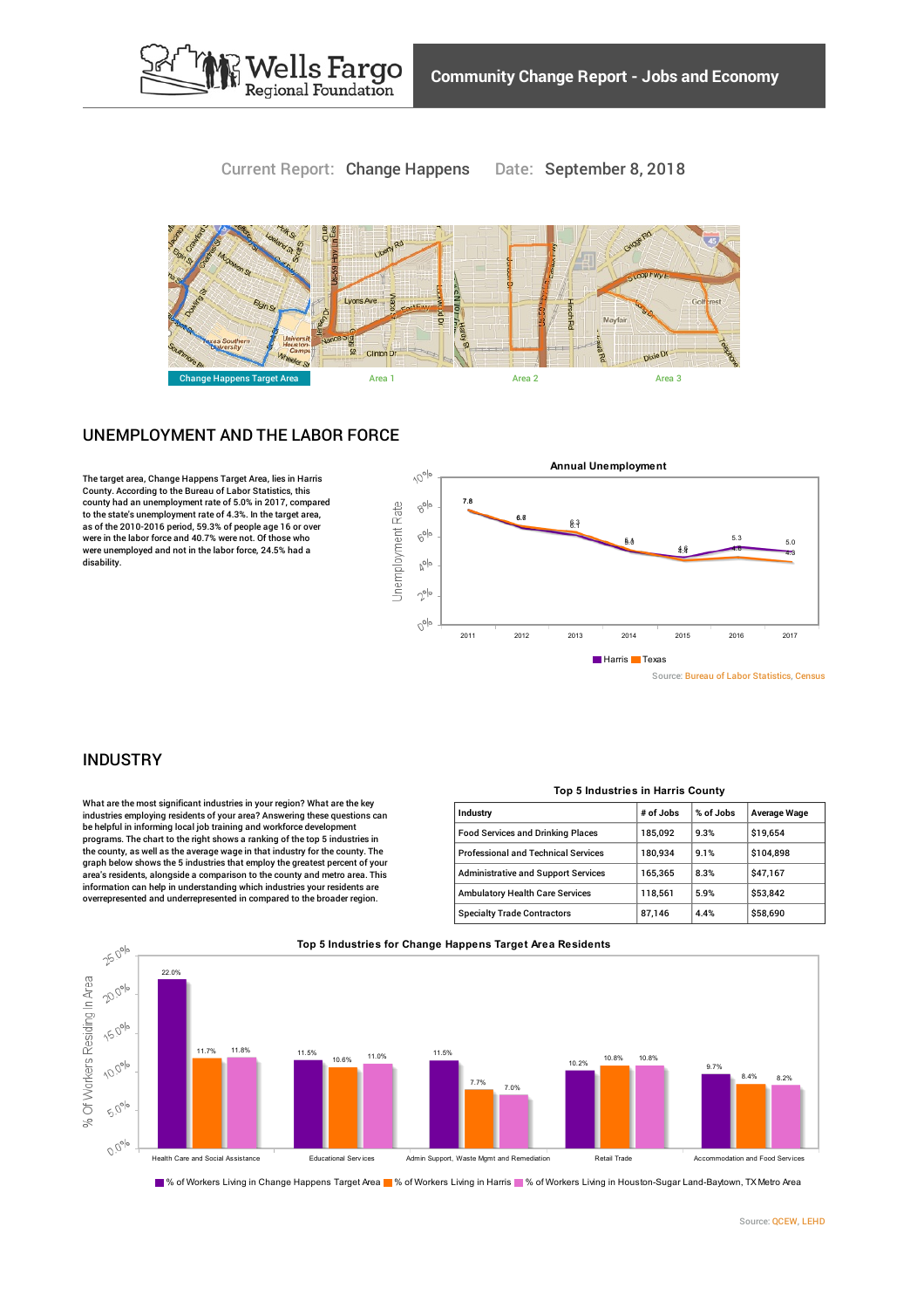Wells Fargo Regional Foundation

# Community Change Report - Jobs and Economy

Current Report: Change Happens  Date: September 8, 2018

Change Happens Target Area | Area 1 | Area 2 | Area 3

## UNEMPLOYMENT AND THE LABOR FORCE

The target area, Change Happens Target Area, lies in Harris County. According to the Bureau of Labor Statistics, this county had an unemployment rate of 5.0% in 2017, compared to the state's unemployment rate of 4.3%. In the target area, as of the 2010-2016 period, 59.3% of people age 16 or over were in the labor force and 40.7% were not. Of those who were unemployed and not in the labor force, 24.5% had a disability.

**Annual Unemployment**

| Year | Harris | Texas |
|---|---|---|
| 2011 | 7.8 | 7.8 |
| 2012 | 6.8 | 6.7 |
| 2013 | 6.3 | 6.1 |
| 2014 | 5.1 | 5.0 |
| 2015 | 4.6 | 4.4 |
| 2016 | 5.3 | 4.6 |
| 2017 | 5.0 | 4.3 |

Source: Bureau of Labor Statistics, Census

## INDUSTRY

What are the most significant industries in your region? What are the key industries employing residents of your area? Answering these questions can be helpful in informing local job training and workforce development programs. The chart to the right shows a ranking of the top 5 industries in the county, as well as the average wage in that industry for the county. The graph below shows the 5 industries that employ the greatest percent of your area's residents, alongside a comparison to the county and metro area. This information can help in understanding which industries your residents are overrepresented and underrepresented in compared to the broader region.

**Top 5 Industries in Harris County**

| Industry | # of Jobs | % of Jobs | Average Wage |
|---|---|---|---|
| Food Services and Drinking Places | 185,092 | 9.3% | $19,654 |
| Professional and Technical Services | 180,934 | 9.1% | $104,898 |
| Administrative and Support Services | 165,365 | 8.3% | $47,167 |
| Ambulatory Health Care Services | 118,561 | 5.9% | $53,842 |
| Specialty Trade Contractors | 87,146 | 4.4% | $58,690 |

**Top 5 Industries for Change Happens Target Area Residents**

| Industry | % of Workers Living in Change Happens Target Area | % of Workers Living in Harris | % of Workers Living in Houston-Sugar Land-Baytown, TX Metro Area |
|---|---|---|---|
| Health Care and Social Assistance | 22.0% | 11.7% | 11.8% |
| Educational Services | 11.5% | 10.6% | 11.0% |
| Admin Support, Waste Mgmt and Remediation | 11.5% | 7.7% | 7.0% |
| Retail Trade | 10.2% | 10.8% | 10.8% |
| Accommodation and Food Services | 9.7% | 8.4% | 8.2% |

Source: QCEW, LEHD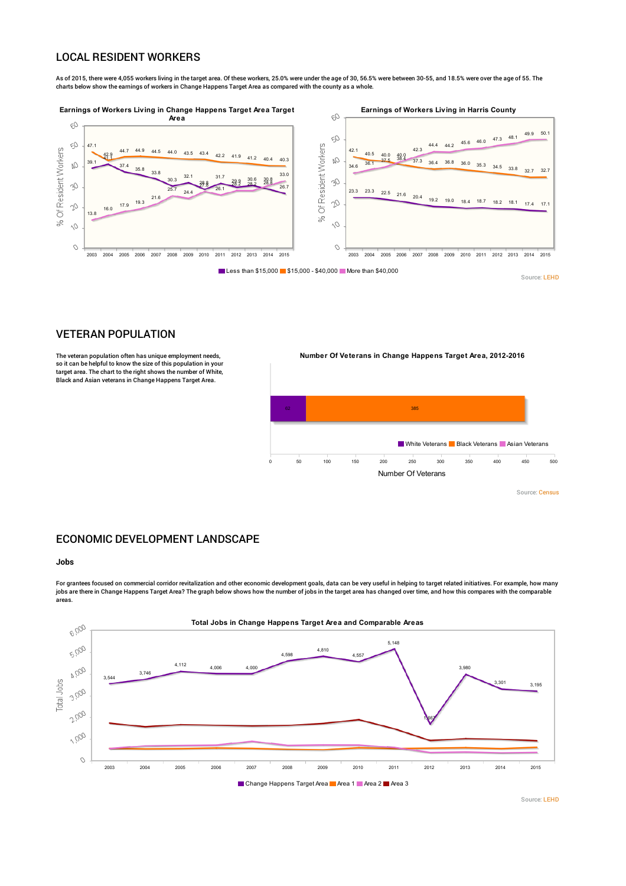## LOCAL RESIDENT WORKERS

As of 2015, there were 4,055 workers living in the target area. Of these workers, 25.0% were under the age of 30, 56.5% were between 30-55, and 18.5% were over the age of 55. The charts below show the earnings of workers in Change Happens Target Area as compared with the county as a whole.

**Earnings of Workers Living in Change Happens Target Area Target Area**

| Year | Less than $15,000 | $15,000 - $40,000 | More than $40,000 |
|---|---|---|---|
| 2003 | 39.1 | 47.1 | 13.8 |
| 2004 | 41.1 | 42.9 | 16.0 |
| 2005 | 37.4 | 44.7 | 17.9 |
| 2006 | 35.8 | 44.9 | 19.3 |
| 2007 | 33.8 | 44.5 | 21.6 |
| 2008 | 30.3 | 44.0 | 25.7 |
| 2009 | 32.1 | 43.5 | 24.4 |
| 2010 | 28.8 | 43.4 | 27.8 |
| 2011 | 31.7 | 42.2 | 26.1 |
| 2012 | 29.9 | 41.9 | 28.2 |
| 2013 | 30.6 | 41.2 | 28.2 |
| 2014 | 28.8 | 40.4 | 30.8 |
| 2015 | 26.7 | 40.3 | 33.0 |

**Earnings of Workers Living in Harris County**

| Year | Less than $15,000 | $15,000 - $40,000 | More than $40,000 |
|---|---|---|---|
| 2003 | 23.3 | 42.1 | 34.6 |
| 2004 | 23.3 | 40.5 | 36.1 |
| 2005 | 22.5 | 40.0 | 37.5 |
| 2006 | 21.6 | 40.0 | 38.4 |
| 2007 | 20.4 | 37.3 | 42.3 |
| 2008 | 19.2 | 36.4 | 44.4 |
| 2009 | 19.0 | 36.8 | 44.2 |
| 2010 | 18.4 | 36.0 | 45.6 |
| 2011 | 18.7 | 35.3 | 46.0 |
| 2012 | 18.2 | 34.5 | 47.3 |
| 2013 | 18.1 | 33.8 | 48.1 |
| 2014 | 17.4 | 32.7 | 49.9 |
| 2015 | 17.1 | 32.7 | 50.1 |

Source: LEHD

## VETERAN POPULATION

The veteran population often has unique employment needs, so it can be helpful to know the size of this population in your target area. The chart to the right shows the number of White, Black and Asian veterans in Change Happens Target Area.

**Number Of Veterans in Change Happens Target Area, 2012-2016**

| White Veterans | Black Veterans | Asian Veterans |
|---|---|---|
| 62 | 385 | |

Source: Census

## ECONOMIC DEVELOPMENT LANDSCAPE

### Jobs

For grantees focused on commercial corridor revitalization and other economic development goals, data can be very useful in helping to target related initiatives. For example, how many jobs are there in Change Happens Target Area? The graph below shows how the number of jobs in the target area has changed over time, and how this compares with the comparable areas.

**Total Jobs in Change Happens Target Area and Comparable Areas**

| Year | Change Happens Target Area |
|---|---|
| 2003 | 3,544 |
| 2004 | 3,746 |
| 2005 | 4,112 |
| 2006 | 4,006 |
| 2007 | 4,000 |
| 2008 | 4,598 |
| 2009 | 4,810 |
| 2010 | 4,557 |
| 2011 | 5,148 |
| 2012 | 1,667 |
| 2013 | 3,980 |
| 2014 | 3,301 |
| 2015 | 3,195 |

Source: LEHD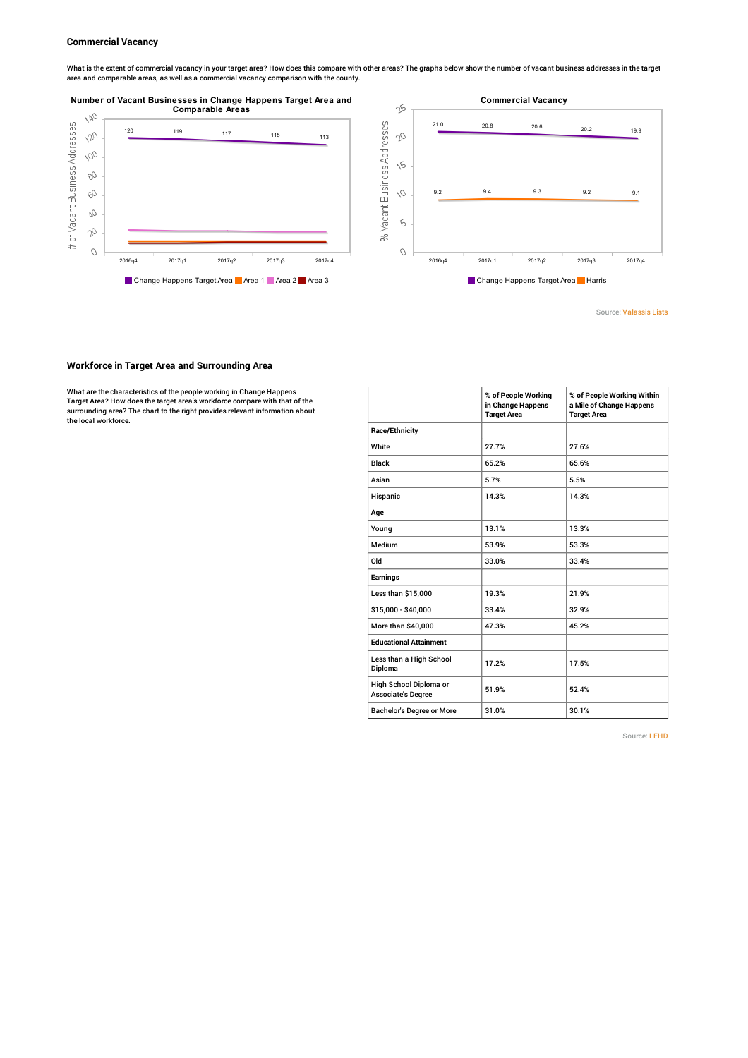### Commercial Vacancy

What is the extent of commercial vacancy in your target area? How does this compare with other areas? The graphs below show the number of vacant business addresses in the target area and comparable areas, as well as a commercial vacancy comparison with the county.

**Number of Vacant Businesses in Change Happens Target Area and Comparable Areas**

| | 2016q4 | 2017q1 | 2017q2 | 2017q3 | 2017q4 |
|---|---|---|---|---|---|
| Change Happens Target Area | 120 | 119 | 117 | 115 | 113 |

Legend: Change Happens Target Area, Area 1, Area 2, Area 3

**Commercial Vacancy**

| | 2016q4 | 2017q1 | 2017q2 | 2017q3 | 2017q4 |
|---|---|---|---|---|---|
| Change Happens Target Area | 21.0 | 20.8 | 20.6 | 20.2 | 19.9 |
| Harris | 9.2 | 9.4 | 9.3 | 9.2 | 9.1 |

Source: Valassis Lists

### Workforce in Target Area and Surrounding Area

What are the characteristics of the people working in Change Happens Target Area? How does the target area's workforce compare with that of the surrounding area? The chart to the right provides relevant information about the local workforce.

| | % of People Working in Change Happens Target Area | % of People Working Within a Mile of Change Happens Target Area |
|---|---|---|
| **Race/Ethnicity** | | |
| White | 27.7% | 27.6% |
| Black | 65.2% | 65.6% |
| Asian | 5.7% | 5.5% |
| Hispanic | 14.3% | 14.3% |
| **Age** | | |
| Young | 13.1% | 13.3% |
| Medium | 53.9% | 53.3% |
| Old | 33.0% | 33.4% |
| **Earnings** | | |
| Less than $15,000 | 19.3% | 21.9% |
| $15,000 - $40,000 | 33.4% | 32.9% |
| More than $40,000 | 47.3% | 45.2% |
| **Educational Attainment** | | |
| Less than a High School Diploma | 17.2% | 17.5% |
| High School Diploma or Associate's Degree | 51.9% | 52.4% |
| Bachelor's Degree or More | 31.0% | 30.1% |

Source: LEHD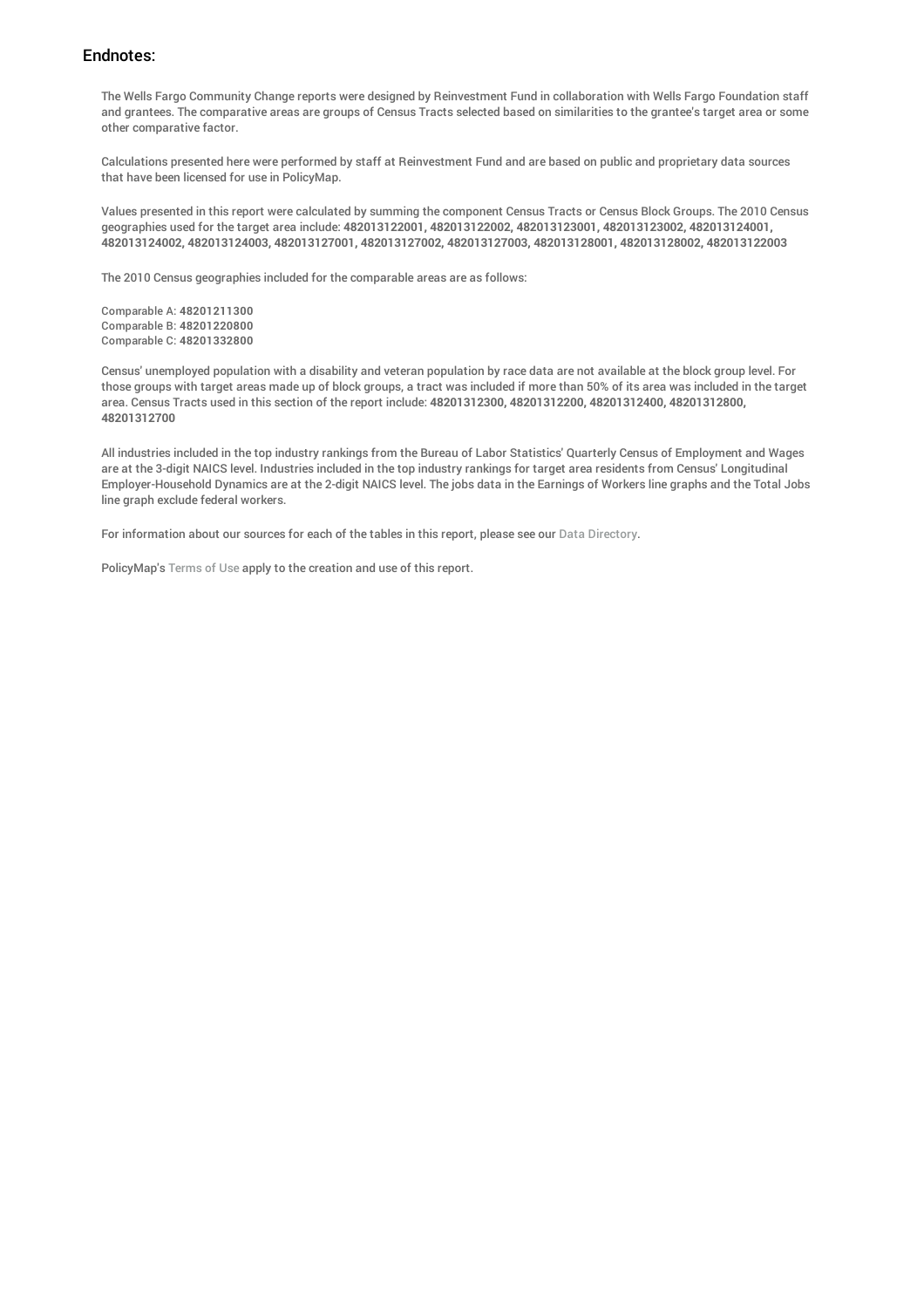## Endnotes:

The Wells Fargo Community Change reports were designed by Reinvestment Fund in collaboration with Wells Fargo Foundation staff and grantees. The comparative areas are groups of Census Tracts selected based on similarities to the grantee's target area or some other comparative factor.

Calculations presented here were performed by staff at Reinvestment Fund and are based on public and proprietary data sources that have been licensed for use in PolicyMap.

Values presented in this report were calculated by summing the component Census Tracts or Census Block Groups. The 2010 Census geographies used for the target area include: **482013122001, 482013122002, 482013123001, 482013123002, 482013124001, 482013124002, 482013124003, 482013127001, 482013127002, 482013127003, 482013128001, 482013128002, 482013122003**

The 2010 Census geographies included for the comparable areas are as follows:

Comparable A: **48201211300**
Comparable B: **48201220800**
Comparable C: **48201332800**

Census' unemployed population with a disability and veteran population by race data are not available at the block group level. For those groups with target areas made up of block groups, a tract was included if more than 50% of its area was included in the target area. Census Tracts used in this section of the report include: **48201312300, 48201312200, 48201312400, 48201312800, 48201312700**

All industries included in the top industry rankings from the Bureau of Labor Statistics' Quarterly Census of Employment and Wages are at the 3-digit NAICS level. Industries included in the top industry rankings for target area residents from Census' Longitudinal Employer-Household Dynamics are at the 2-digit NAICS level. The jobs data in the Earnings of Workers line graphs and the Total Jobs line graph exclude federal workers.

For information about our sources for each of the tables in this report, please see our Data Directory.

PolicyMap's Terms of Use apply to the creation and use of this report.